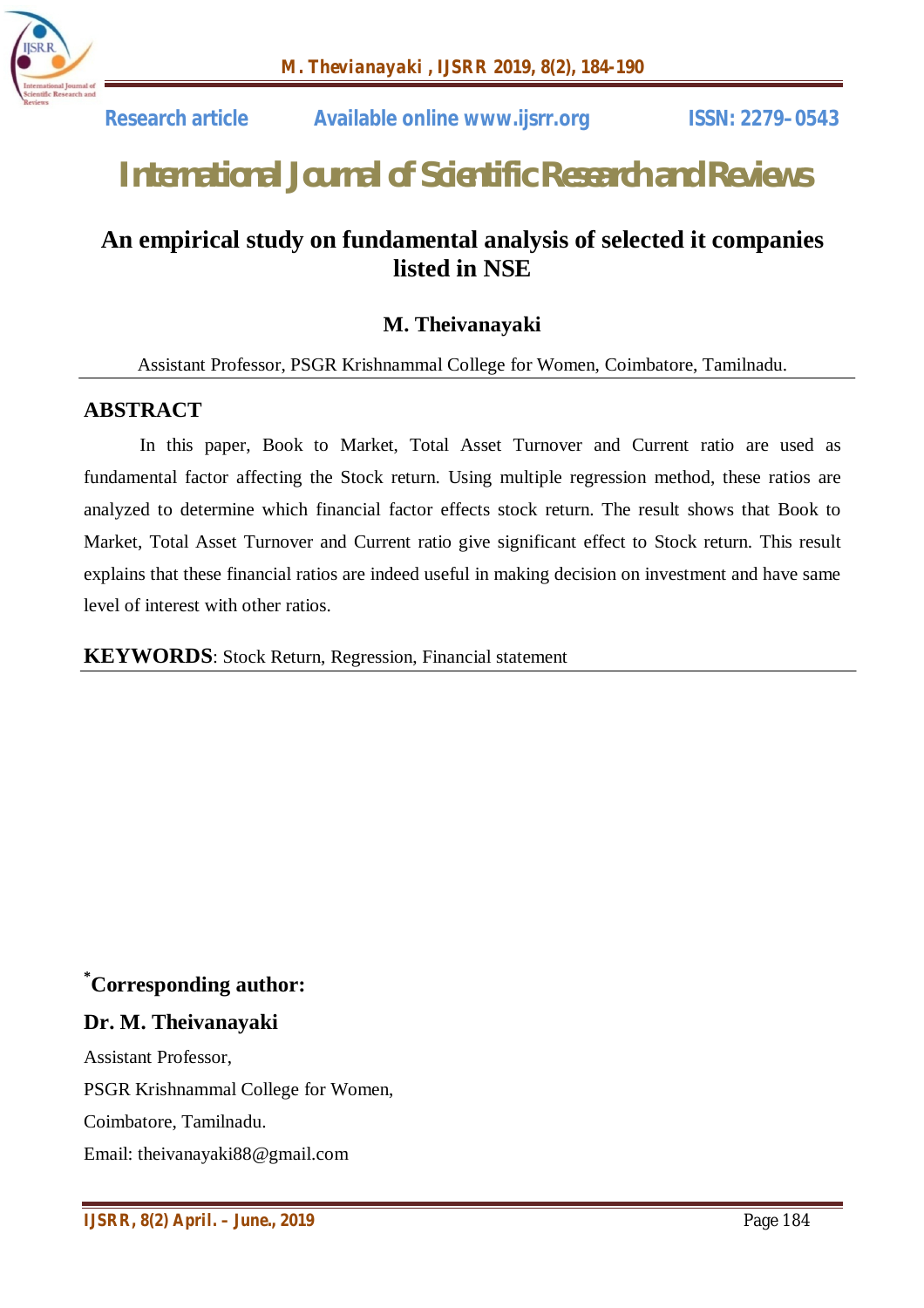Research article | Available online www.ijsrr.org | ISSN: 2279–0543

# International Journal of Scientific Research and Reviews

## An empirical study on fundamental analysis of selected it companies listed in NSE

### M. Theivanayaki

Assistant Professor, PSGR Krishnammal College for Women, Coimbatore, Tamilnadu.

## ABSTRACT

In this paper, Book to Market, Total Asset Turnover and Current ratio are used as fundamental factor affecting the Stock return. Using multiple regression method, these ratios are analyzed to determine which financial factor effects stock return. The result shows that Book to Market, Total Asset Turnover and Current ratio give significant effect to Stock return. This result explains that these financial ratios are indeed useful in making decision on investment and have same level of interest with other ratios.

**KEYWORDS**: Stock Return, Regression, Financial statement

**\*Corresponding author:**

**Dr. M. Theivanayaki**

Assistant Professor,

PSGR Krishnammal College for Women,

Coimbatore, Tamilnadu.

Email: theivanayaki88@gmail.com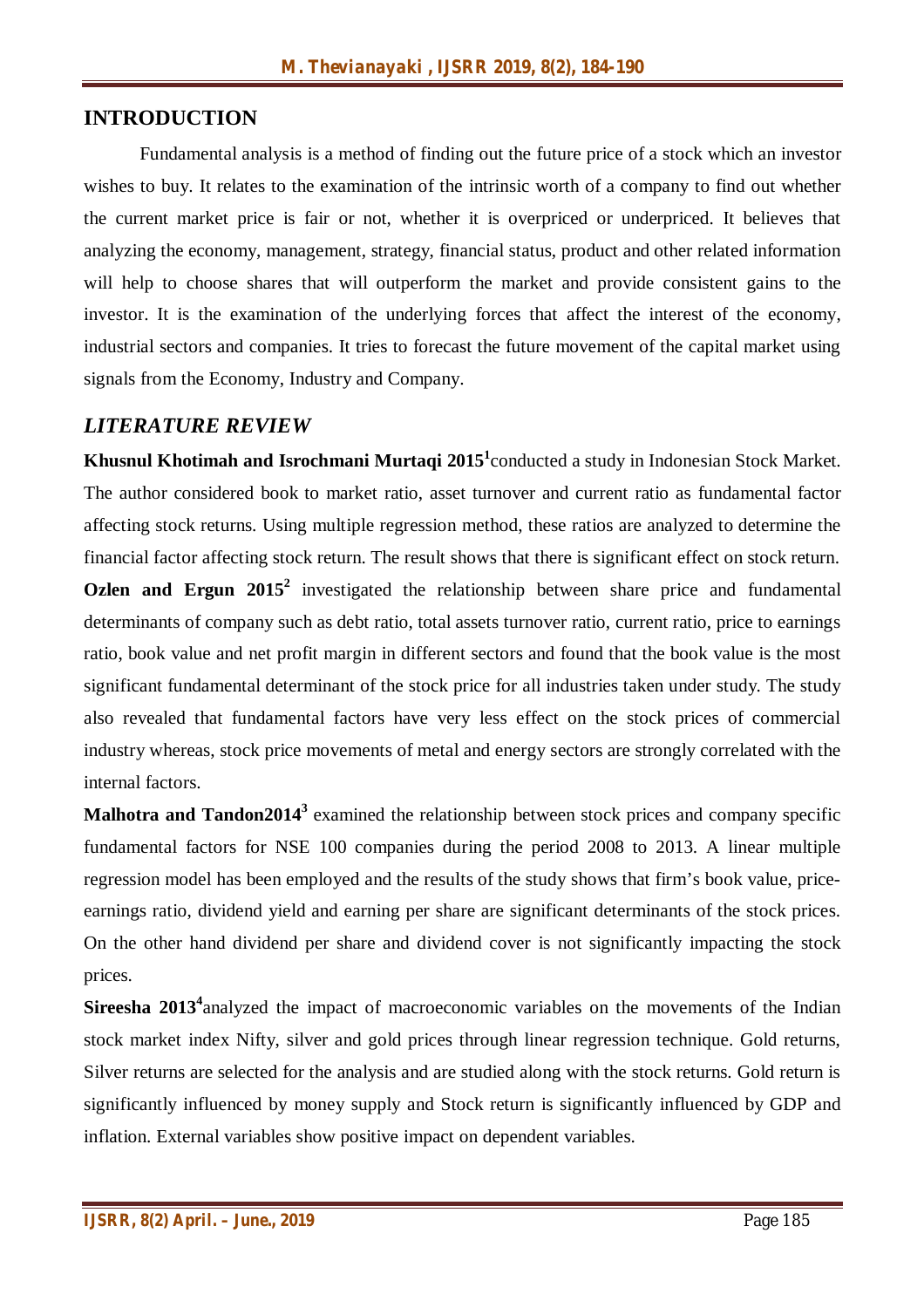## INTRODUCTION

Fundamental analysis is a method of finding out the future price of a stock which an investor wishes to buy. It relates to the examination of the intrinsic worth of a company to find out whether the current market price is fair or not, whether it is overpriced or underpriced. It believes that analyzing the economy, management, strategy, financial status, product and other related information will help to choose shares that will outperform the market and provide consistent gains to the investor. It is the examination of the underlying forces that affect the interest of the economy, industrial sectors and companies. It tries to forecast the future movement of the capital market using signals from the Economy, Industry and Company.

## *LITERATURE REVIEW*

**Khusnul Khotimah and Isrochmani Murtaqi 2015**[1]conducted a study in Indonesian Stock Market. The author considered book to market ratio, asset turnover and current ratio as fundamental factor affecting stock returns. Using multiple regression method, these ratios are analyzed to determine the financial factor affecting stock return. The result shows that there is significant effect on stock return.

**Ozlen and Ergun 2015**[2] investigated the relationship between share price and fundamental determinants of company such as debt ratio, total assets turnover ratio, current ratio, price to earnings ratio, book value and net profit margin in different sectors and found that the book value is the most significant fundamental determinant of the stock price for all industries taken under study. The study also revealed that fundamental factors have very less effect on the stock prices of commercial industry whereas, stock price movements of metal and energy sectors are strongly correlated with the internal factors.

**Malhotra and Tandon2014**[3] examined the relationship between stock prices and company specific fundamental factors for NSE 100 companies during the period 2008 to 2013. A linear multiple regression model has been employed and the results of the study shows that firm's book value, price-earnings ratio, dividend yield and earning per share are significant determinants of the stock prices. On the other hand dividend per share and dividend cover is not significantly impacting the stock prices.

**Sireesha 2013**[4]analyzed the impact of macroeconomic variables on the movements of the Indian stock market index Nifty, silver and gold prices through linear regression technique. Gold returns, Silver returns are selected for the analysis and are studied along with the stock returns. Gold return is significantly influenced by money supply and Stock return is significantly influenced by GDP and inflation. External variables show positive impact on dependent variables.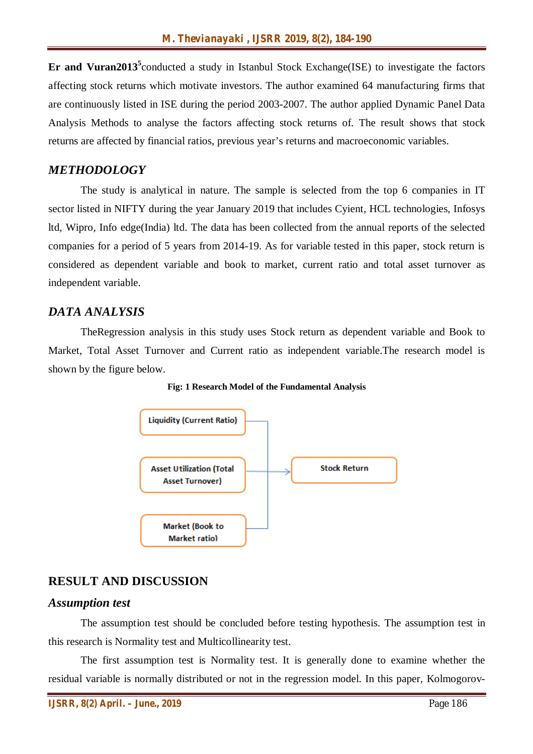**Er and Vuran2013**[5]conducted a study in Istanbul Stock Exchange(ISE) to investigate the factors affecting stock returns which motivate investors. The author examined 64 manufacturing firms that are continuously listed in ISE during the period 2003-2007. The author applied Dynamic Panel Data Analysis Methods to analyse the factors affecting stock returns of. The result shows that stock returns are affected by financial ratios, previous year's returns and macroeconomic variables.

## *METHODOLOGY*

The study is analytical in nature. The sample is selected from the top 6 companies in IT sector listed in NIFTY during the year January 2019 that includes Cyient, HCL technologies, Infosys ltd, Wipro, Info edge(India) ltd. The data has been collected from the annual reports of the selected companies for a period of 5 years from 2014-19. As for variable tested in this paper, stock return is considered as dependent variable and book to market, current ratio and total asset turnover as independent variable.

## *DATA ANALYSIS*

TheRegression analysis in this study uses Stock return as dependent variable and Book to Market, Total Asset Turnover and Current ratio as independent variable.The research model is shown by the figure below.

**Fig: 1 Research Model of the Fundamental Analysis**

Liquidity (Current Ratio)

Asset Utilization (Total Asset Turnover)

Market (Book to Market ratio)

→ Stock Return

## RESULT AND DISCUSSION

### *Assumption test*

The assumption test should be concluded before testing hypothesis. The assumption test in this research is Normality test and Multicollinearity test.

The first assumption test is Normality test. It is generally done to examine whether the residual variable is normally distributed or not in the regression model. In this paper, Kolmogorov-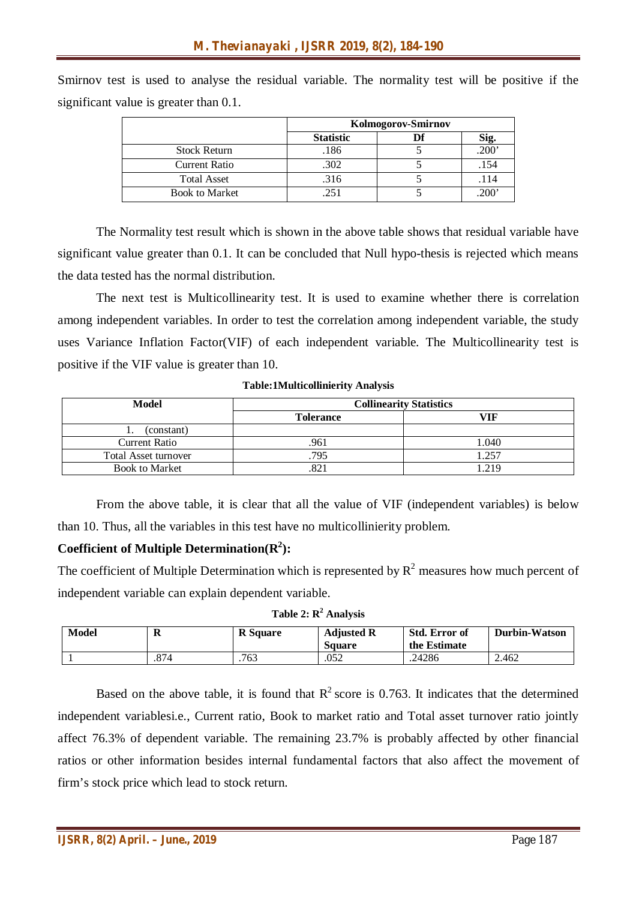Smirnov test is used to analyse the residual variable. The normality test will be positive if the significant value is greater than 0.1.

| | Kolmogorov-Smirnov | | |
|---|---|---|---|
| | Statistic | Df | Sig. |
| Stock Return | .186 | 5 | .200' |
| Current Ratio | .302 | 5 | .154 |
| Total Asset | .316 | 5 | .114 |
| Book to Market | .251 | 5 | .200' |

The Normality test result which is shown in the above table shows that residual variable have significant value greater than 0.1. It can be concluded that Null hypo-thesis is rejected which means the data tested has the normal distribution.

The next test is Multicollinearity test. It is used to examine whether there is correlation among independent variables. In order to test the correlation among independent variable, the study uses Variance Inflation Factor(VIF) of each independent variable. The Multicollinearity test is positive if the VIF value is greater than 10.

**Table:1Multicollinierity Analysis**

| Model | Collinearity Statistics | |
|---|---|---|
| | Tolerance | VIF |
| 1. (constant) | | |
| Current Ratio | .961 | 1.040 |
| Total Asset turnover | .795 | 1.257 |
| Book to Market | .821 | 1.219 |

From the above table, it is clear that all the value of VIF (independent variables) is below than 10. Thus, all the variables in this test have no multicollinierity problem.

**Coefficient of Multiple Determination($R^2$):**

The coefficient of Multiple Determination which is represented by $R^2$ measures how much percent of independent variable can explain dependent variable.

**Table 2: $R^2$ Analysis**

| Model | R | R Square | Adjusted R Square | Std. Error of the Estimate | Durbin-Watson |
|---|---|---|---|---|---|
| 1 | .874 | .763 | .052 | .24286 | 2.462 |

Based on the above table, it is found that $R^2$ score is 0.763. It indicates that the determined independent variablesi.e., Current ratio, Book to market ratio and Total asset turnover ratio jointly affect 76.3% of dependent variable. The remaining 23.7% is probably affected by other financial ratios or other information besides internal fundamental factors that also affect the movement of firm's stock price which lead to stock return.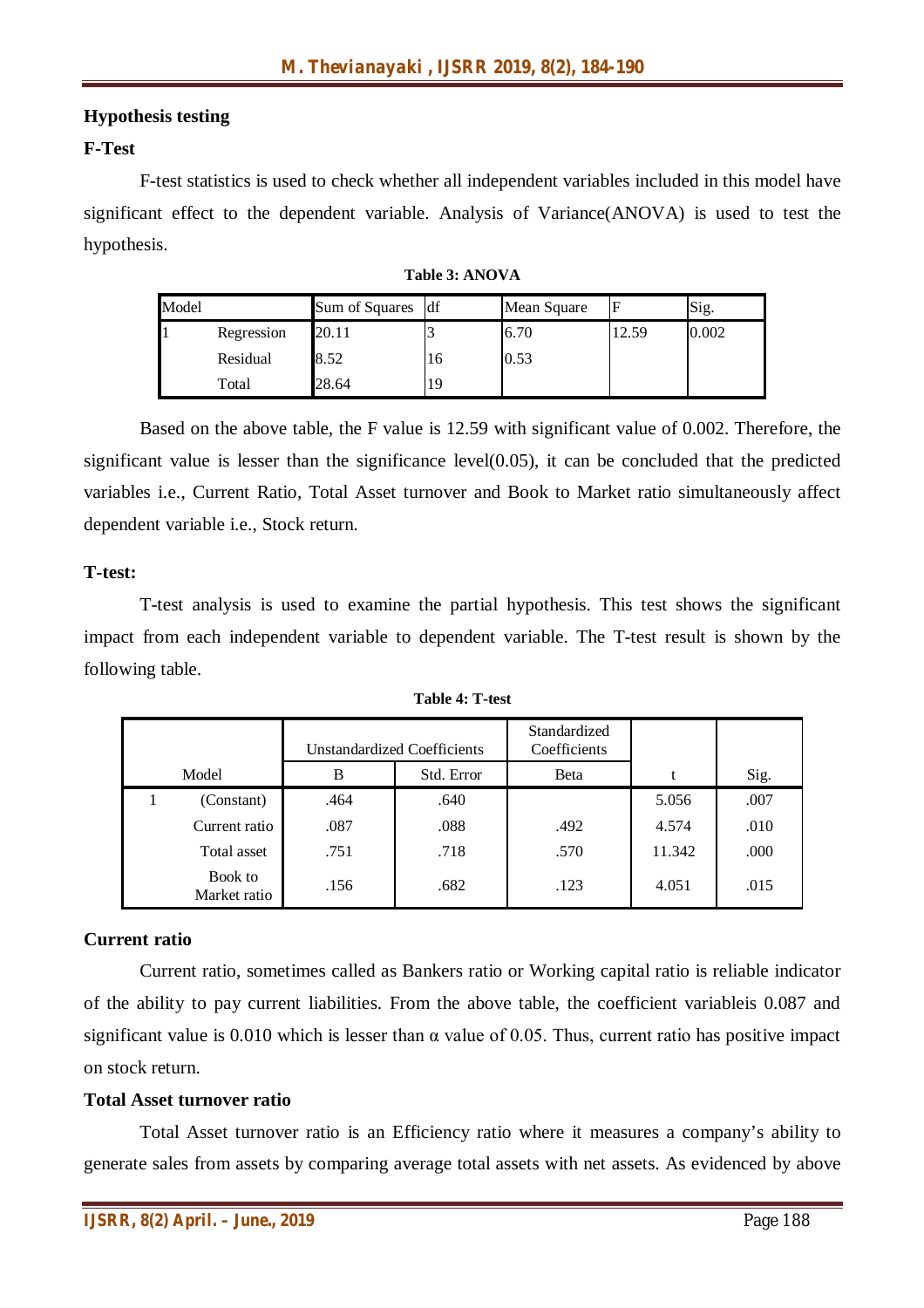### Hypothesis testing

#### F-Test

F-test statistics is used to check whether all independent variables included in this model have significant effect to the dependent variable. Analysis of Variance(ANOVA) is used to test the hypothesis.

**Table 3: ANOVA**

| Model | | Sum of Squares | df | Mean Square | F | Sig. |
|---|---|---|---|---|---|---|
| 1 | Regression | 20.11 | 3 | 6.70 | 12.59 | 0.002 |
| | Residual | 8.52 | 16 | 0.53 | | |
| | Total | 28.64 | 19 | | | |

Based on the above table, the F value is 12.59 with significant value of 0.002. Therefore, the significant value is lesser than the significance level(0.05), it can be concluded that the predicted variables i.e., Current Ratio, Total Asset turnover and Book to Market ratio simultaneously affect dependent variable i.e., Stock return.

#### T-test:

T-test analysis is used to examine the partial hypothesis. This test shows the significant impact from each independent variable to dependent variable. The T-test result is shown by the following table.

**Table 4: T-test**

| Model | | Unstandardized Coefficients | | Standardized Coefficients | t | Sig. |
|---|---|---|---|---|---|---|
| | | B | Std. Error | Beta | | |
| 1 | (Constant) | .464 | .640 | | 5.056 | .007 |
| | Current ratio | .087 | .088 | .492 | 4.574 | .010 |
| | Total asset | .751 | .718 | .570 | 11.342 | .000 |
| | Book to Market ratio | .156 | .682 | .123 | 4.051 | .015 |

#### Current ratio

Current ratio, sometimes called as Bankers ratio or Working capital ratio is reliable indicator of the ability to pay current liabilities. From the above table, the coefficient variableis 0.087 and significant value is 0.010 which is lesser than $\alpha$ value of 0.05. Thus, current ratio has positive impact on stock return.

#### Total Asset turnover ratio

Total Asset turnover ratio is an Efficiency ratio where it measures a company's ability to generate sales from assets by comparing average total assets with net assets. As evidenced by above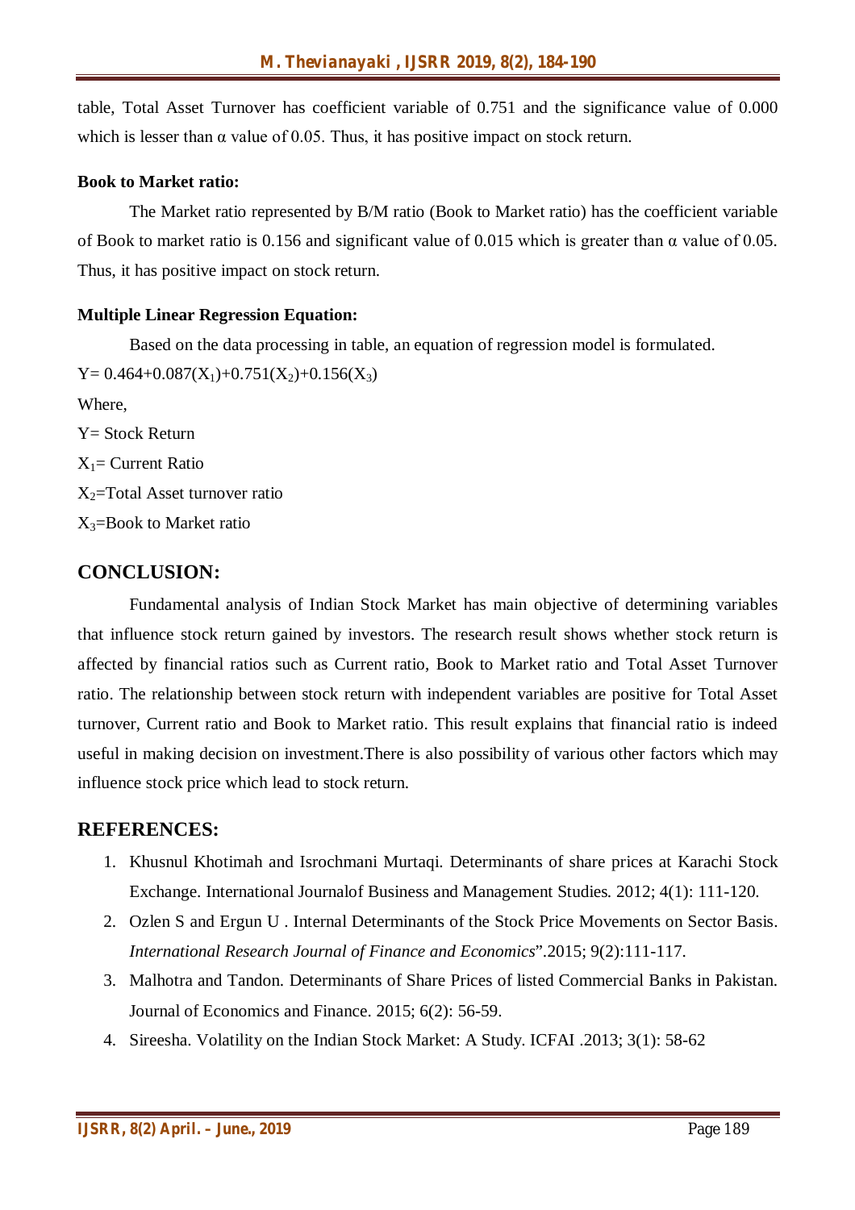table, Total Asset Turnover has coefficient variable of 0.751 and the significance value of 0.000 which is lesser than α value of 0.05. Thus, it has positive impact on stock return.

**Book to Market ratio:**

The Market ratio represented by B/M ratio (Book to Market ratio) has the coefficient variable of Book to market ratio is 0.156 and significant value of 0.015 which is greater than α value of 0.05. Thus, it has positive impact on stock return.

**Multiple Linear Regression Equation:**

Based on the data processing in table, an equation of regression model is formulated.

$Y= 0.464+0.087(X_1)+0.751(X_2)+0.156(X_3)$

Where,

Y= Stock Return

$X_1$= Current Ratio

$X_2$=Total Asset turnover ratio

$X_3$=Book to Market ratio

## CONCLUSION:

Fundamental analysis of Indian Stock Market has main objective of determining variables that influence stock return gained by investors. The research result shows whether stock return is affected by financial ratios such as Current ratio, Book to Market ratio and Total Asset Turnover ratio. The relationship between stock return with independent variables are positive for Total Asset turnover, Current ratio and Book to Market ratio. This result explains that financial ratio is indeed useful in making decision on investment.There is also possibility of various other factors which may influence stock price which lead to stock return.

## REFERENCES:

1. Khusnul Khotimah and Isrochmani Murtaqi. Determinants of share prices at Karachi Stock Exchange. International Journalof Business and Management Studies. 2012; 4(1): 111-120.
2. Ozlen S and Ergun U . Internal Determinants of the Stock Price Movements on Sector Basis. *International Research Journal of Finance and Economics*".2015; 9(2):111-117.
3. Malhotra and Tandon. Determinants of Share Prices of listed Commercial Banks in Pakistan. Journal of Economics and Finance. 2015; 6(2): 56-59.
4. Sireesha. Volatility on the Indian Stock Market: A Study. ICFAI .2013; 3(1): 58-62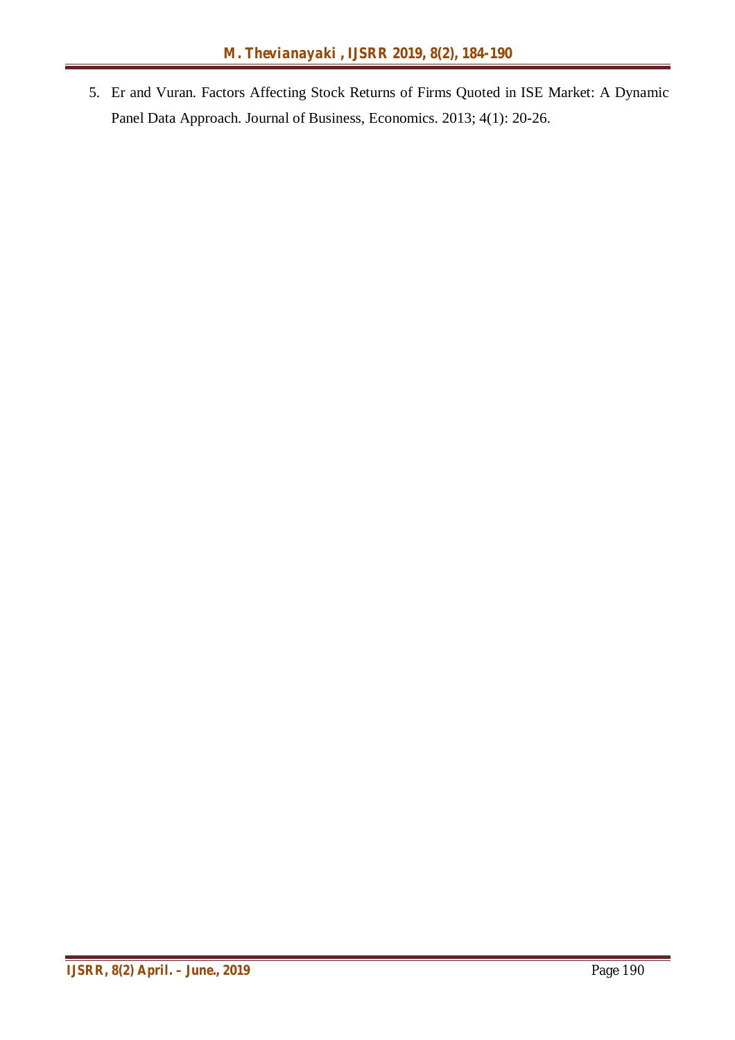5. Er and Vuran. Factors Affecting Stock Returns of Firms Quoted in ISE Market: A Dynamic Panel Data Approach. Journal of Business, Economics. 2013; 4(1): 20-26.